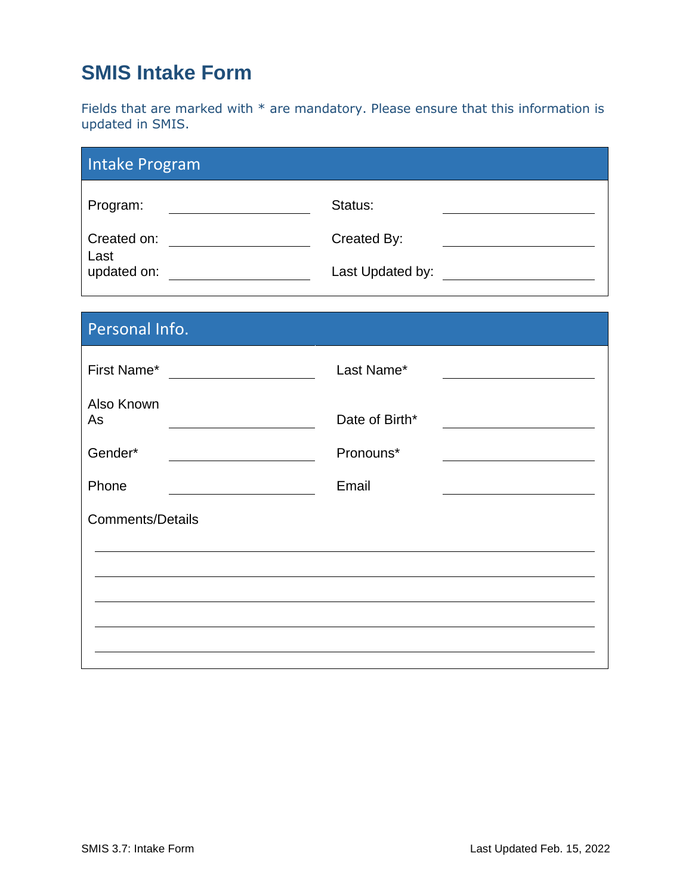# SMIS Intake Form

Fields that are marked with * are mandatory. Please ensure that this information is updated in SMIS.

## Intake Program

| | | | |
|---|---|---|---|
| Program: | | Status: | |
| Created on: | | Created By: | |
| Last updated on: | | Last Updated by: | |

## Personal Info.

| | | | |
|---|---|---|---|
| First Name* | | Last Name* | |
| Also Known As | | Date of Birth* | |
| Gender* | | Pronouns* | |
| Phone | | Email | |

Comments/Details

_______________________________________________

_______________________________________________

_______________________________________________

_______________________________________________

_______________________________________________

SMIS 3.7: Intake Form

Last Updated Feb. 15, 2022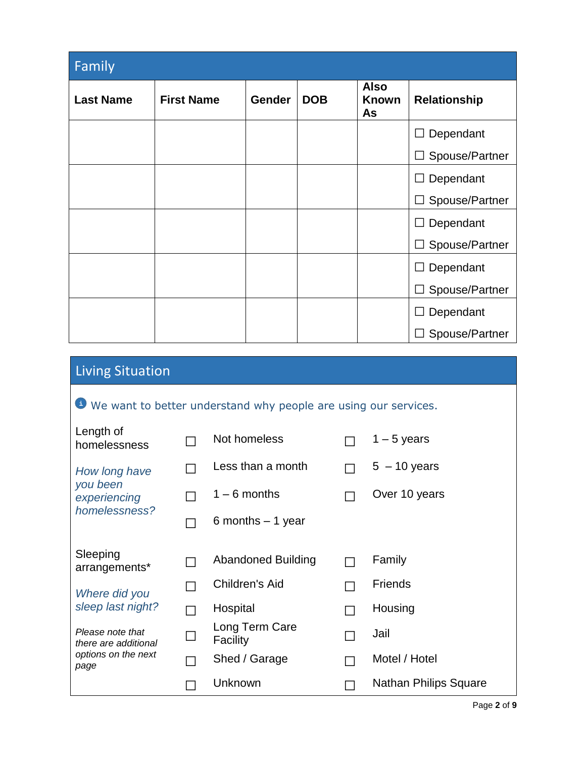## Family

| Last Name | First Name | Gender | DOB | Also Known As | Relationship |
|---|---|---|---|---|---|
| | | | | | ☐ Dependant ☐ Spouse/Partner |
| | | | | | ☐ Dependant ☐ Spouse/Partner |
| | | | | | ☐ Dependant ☐ Spouse/Partner |
| | | | | | ☐ Dependant ☐ Spouse/Partner |
| | | | | | ☐ Dependant ☐ Spouse/Partner |

## Living Situation

We want to better understand why people are using our services.

**Length of homelessness**

*How long have you been experiencing homelessness?*

- ☐ Not homeless
- ☐ Less than a month
- ☐ 1 – 6 months
- ☐ 6 months – 1 year
- ☐ 1 – 5 years
- ☐ 5 – 10 years
- ☐ Over 10 years

**Sleeping arrangements***

*Where did you sleep last night?*

*Please note that there are additional options on the next page*

- ☐ Abandoned Building
- ☐ Children's Aid
- ☐ Hospital
- ☐ Long Term Care Facility
- ☐ Shed / Garage
- ☐ Unknown
- ☐ Family
- ☐ Friends
- ☐ Housing
- ☐ Jail
- ☐ Motel / Hotel
- ☐ Nathan Philips Square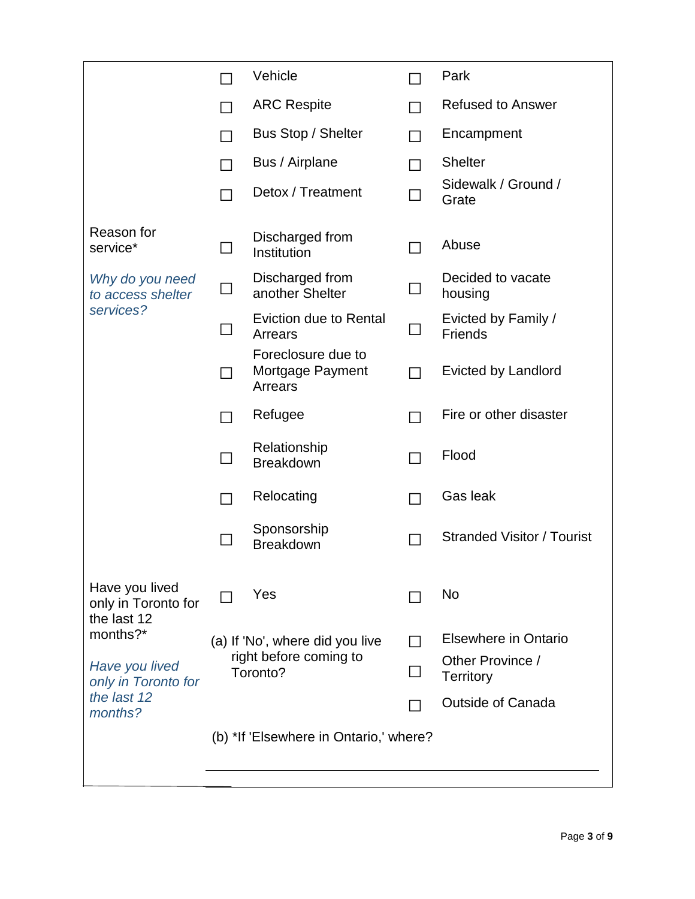| | | | | |
|---|---|---|---|---|
| | ☐ | Vehicle | ☐ | Park |
| | ☐ | ARC Respite | ☐ | Refused to Answer |
| | ☐ | Bus Stop / Shelter | ☐ | Encampment |
| | ☐ | Bus / Airplane | ☐ | Shelter |
| | ☐ | Detox / Treatment | ☐ | Sidewalk / Ground / Grate |
| Reason for service*<br><br>*Why do you need to access shelter services?* | ☐ | Discharged from Institution | ☐ | Abuse |
| | ☐ | Discharged from another Shelter | ☐ | Decided to vacate housing |
| | ☐ | Eviction due to Rental Arrears | ☐ | Evicted by Family / Friends |
| | ☐ | Foreclosure due to Mortgage Payment Arrears | ☐ | Evicted by Landlord |
| | ☐ | Refugee | ☐ | Fire or other disaster |
| | ☐ | Relationship Breakdown | ☐ | Flood |
| | ☐ | Relocating | ☐ | Gas leak |
| | ☐ | Sponsorship Breakdown | ☐ | Stranded Visitor / Tourist |
| Have you lived only in Toronto for the last 12 months?*<br><br>*Have you lived only in Toronto for the last 12 months?* | ☐ | Yes | ☐ | No |
| | (a) If 'No', where did you live right before coming to Toronto? | | ☐ | Elsewhere in Ontario |
| | | | ☐ | Other Province / Territory |
| | | | ☐ | Outside of Canada |
| | (b) *If 'Elsewhere in Ontario,' where? | | | |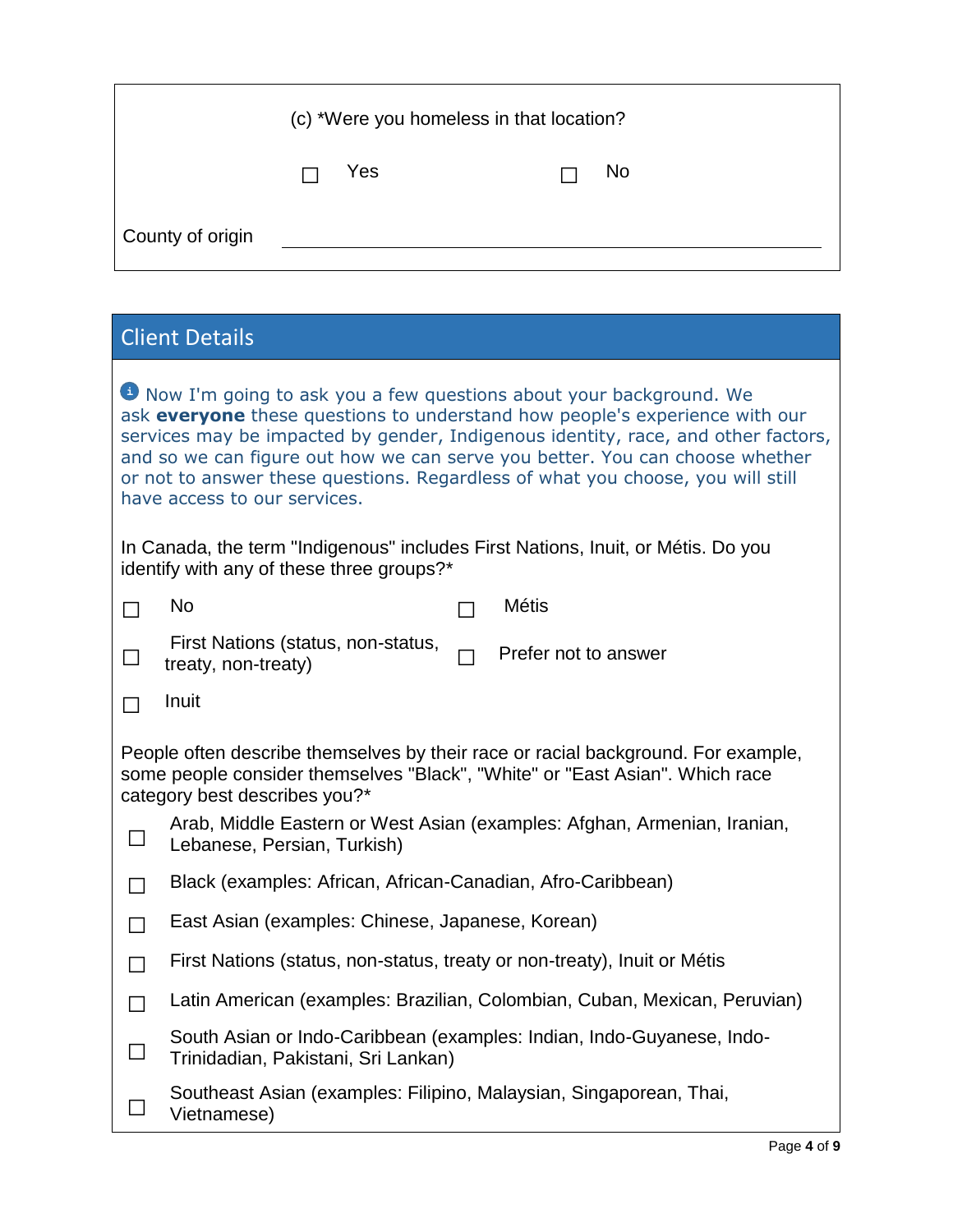(c) *Were you homeless in that location?

☐ Yes ☐ No

County of origin \_\_\_\_\_\_\_\_\_\_\_\_\_\_\_\_\_\_\_\_\_\_\_\_\_\_\_\_\_\_

## Client Details

ℹ Now I'm going to ask you a few questions about your background. We ask **everyone** these questions to understand how people's experience with our services may be impacted by gender, Indigenous identity, race, and other factors, and so we can figure out how we can serve you better. You can choose whether or not to answer these questions. Regardless of what you choose, you will still have access to our services.

In Canada, the term "Indigenous" includes First Nations, Inuit, or Métis. Do you identify with any of these three groups?*

- ☐ No
- ☐ First Nations (status, non-status, treaty, non-treaty)
- ☐ Inuit
- ☐ Métis
- ☐ Prefer not to answer

People often describe themselves by their race or racial background. For example, some people consider themselves "Black", "White" or "East Asian". Which race category best describes you?*

- ☐ Arab, Middle Eastern or West Asian (examples: Afghan, Armenian, Iranian, Lebanese, Persian, Turkish)
- ☐ Black (examples: African, African-Canadian, Afro-Caribbean)
- ☐ East Asian (examples: Chinese, Japanese, Korean)
- ☐ First Nations (status, non-status, treaty or non-treaty), Inuit or Métis
- ☐ Latin American (examples: Brazilian, Colombian, Cuban, Mexican, Peruvian)
- ☐ South Asian or Indo-Caribbean (examples: Indian, Indo-Guyanese, Indo-Trinidadian, Pakistani, Sri Lankan)
- ☐ Southeast Asian (examples: Filipino, Malaysian, Singaporean, Thai, Vietnamese)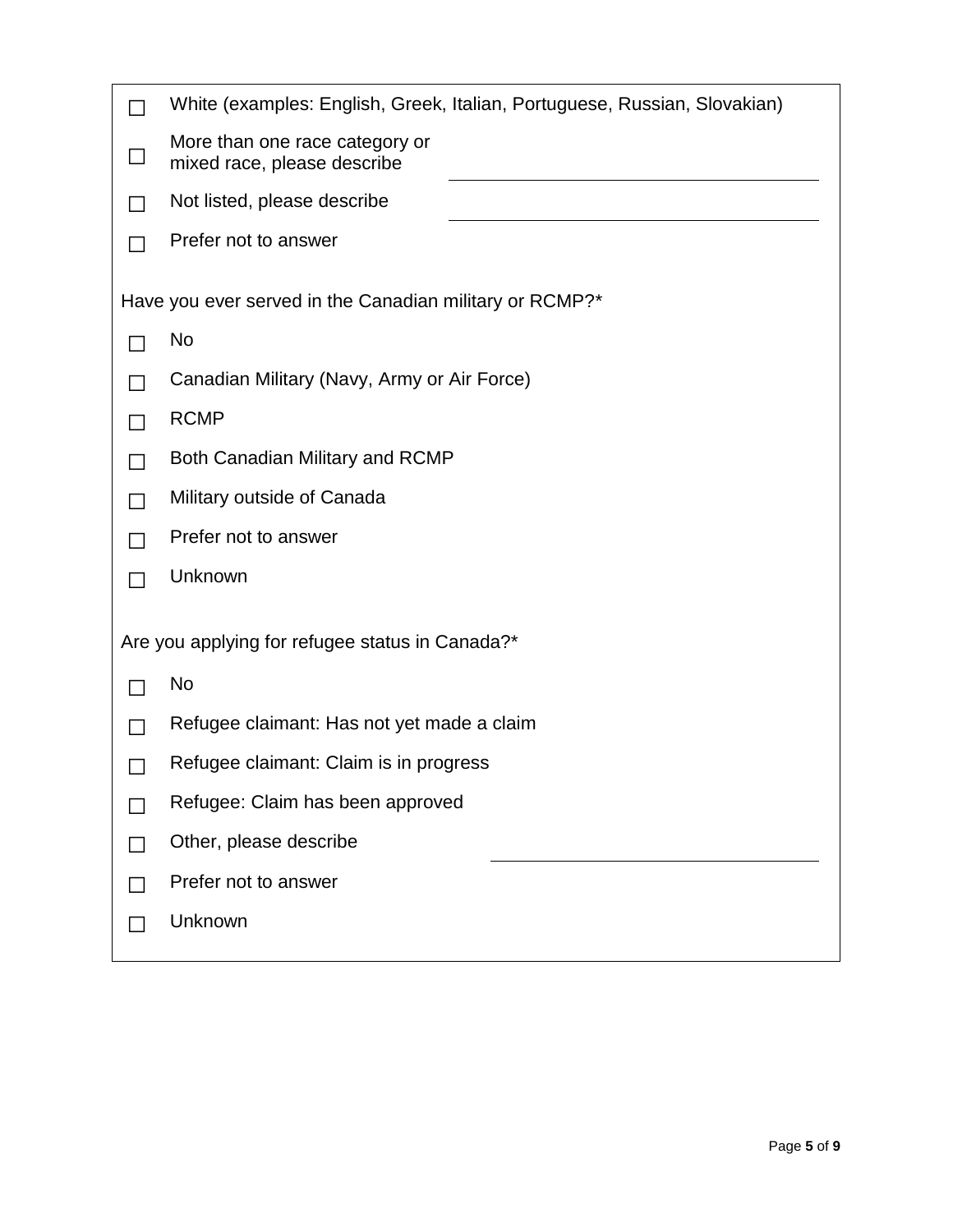- ☐ White (examples: English, Greek, Italian, Portuguese, Russian, Slovakian)
- ☐ More than one race category or mixed race, please describe ____________________
- ☐ Not listed, please describe ____________________
- ☐ Prefer not to answer

Have you ever served in the Canadian military or RCMP?*

- ☐ No
- ☐ Canadian Military (Navy, Army or Air Force)
- ☐ RCMP
- ☐ Both Canadian Military and RCMP
- ☐ Military outside of Canada
- ☐ Prefer not to answer
- ☐ Unknown

Are you applying for refugee status in Canada?*

- ☐ No
- ☐ Refugee claimant: Has not yet made a claim
- ☐ Refugee claimant: Claim is in progress
- ☐ Refugee: Claim has been approved
- ☐ Other, please describe ____________________
- ☐ Prefer not to answer
- ☐ Unknown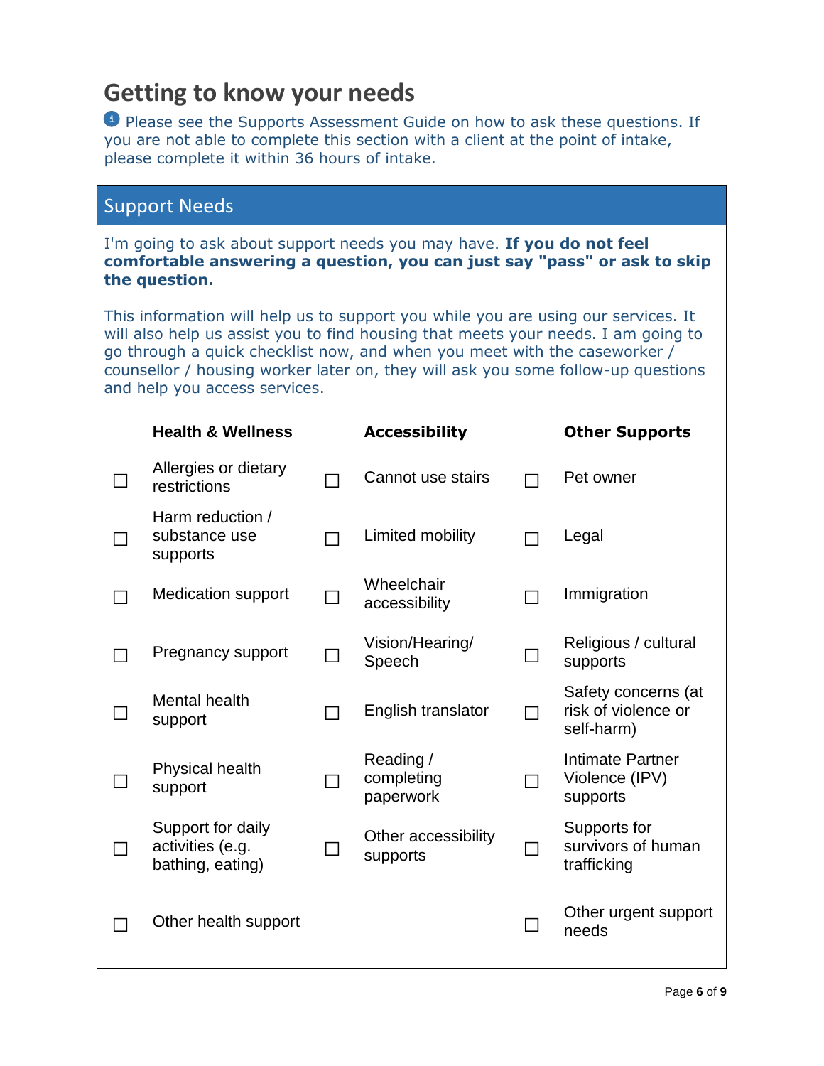# Getting to know your needs

ℹ Please see the Supports Assessment Guide on how to ask these questions. If you are not able to complete this section with a client at the point of intake, please complete it within 36 hours of intake.

## Support Needs

I'm going to ask about support needs you may have. **If you do not feel comfortable answering a question, you can just say "pass" or ask to skip the question.**

This information will help us to support you while you are using our services. It will also help us assist you to find housing that meets your needs. I am going to go through a quick checklist now, and when you meet with the caseworker / counsellor / housing worker later on, they will ask you some follow-up questions and help you access services.

| | **Health & Wellness** | | **Accessibility** | | **Other Supports** |
|---|---|---|---|---|---|
| ☐ | Allergies or dietary restrictions | ☐ | Cannot use stairs | ☐ | Pet owner |
| ☐ | Harm reduction / substance use supports | ☐ | Limited mobility | ☐ | Legal |
| ☐ | Medication support | ☐ | Wheelchair accessibility | ☐ | Immigration |
| ☐ | Pregnancy support | ☐ | Vision/Hearing/ Speech | ☐ | Religious / cultural supports |
| ☐ | Mental health support | ☐ | English translator | ☐ | Safety concerns (at risk of violence or self-harm) |
| ☐ | Physical health support | ☐ | Reading / completing paperwork | ☐ | Intimate Partner Violence (IPV) supports |
| ☐ | Support for daily activities (e.g. bathing, eating) | ☐ | Other accessibility supports | ☐ | Supports for survivors of human trafficking |
| ☐ | Other health support | | | ☐ | Other urgent support needs |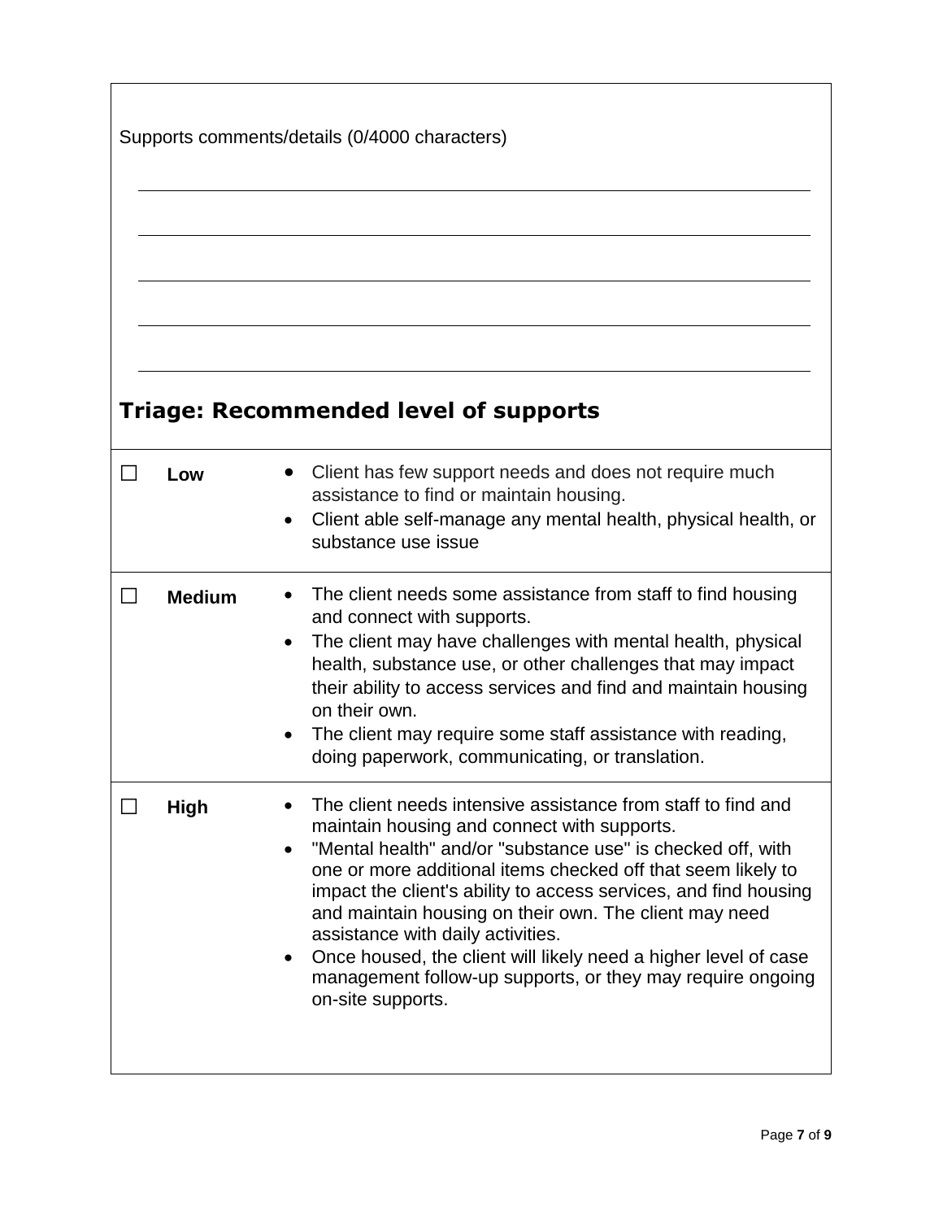Supports comments/details (0/4000 characters)

\_\_\_\_\_\_\_\_\_\_\_\_\_\_\_\_\_\_\_\_\_\_\_\_\_\_\_\_\_\_\_\_\_\_\_\_\_\_\_\_\_\_\_\_\_\_\_\_\_\_\_\_\_\_\_\_\_\_\_\_\_\_\_\_

\_\_\_\_\_\_\_\_\_\_\_\_\_\_\_\_\_\_\_\_\_\_\_\_\_\_\_\_\_\_\_\_\_\_\_\_\_\_\_\_\_\_\_\_\_\_\_\_\_\_\_\_\_\_\_\_\_\_\_\_\_\_\_\_

\_\_\_\_\_\_\_\_\_\_\_\_\_\_\_\_\_\_\_\_\_\_\_\_\_\_\_\_\_\_\_\_\_\_\_\_\_\_\_\_\_\_\_\_\_\_\_\_\_\_\_\_\_\_\_\_\_\_\_\_\_\_\_\_

\_\_\_\_\_\_\_\_\_\_\_\_\_\_\_\_\_\_\_\_\_\_\_\_\_\_\_\_\_\_\_\_\_\_\_\_\_\_\_\_\_\_\_\_\_\_\_\_\_\_\_\_\_\_\_\_\_\_\_\_\_\_\_\_

\_\_\_\_\_\_\_\_\_\_\_\_\_\_\_\_\_\_\_\_\_\_\_\_\_\_\_\_\_\_\_\_\_\_\_\_\_\_\_\_\_\_\_\_\_\_\_\_\_\_\_\_\_\_\_\_\_\_\_\_\_\_\_\_

## Triage: Recommended level of supports

| ☐ | **Level** | **Description** |
|---|---|---|
| ☐ | **Low** | • Client has few support needs and does not require much assistance to find or maintain housing.<br>• Client able self-manage any mental health, physical health, or substance use issue |
| ☐ | **Medium** | • The client needs some assistance from staff to find housing and connect with supports.<br>• The client may have challenges with mental health, physical health, substance use, or other challenges that may impact their ability to access services and find and maintain housing on their own.<br>• The client may require some staff assistance with reading, doing paperwork, communicating, or translation. |
| ☐ | **High** | • The client needs intensive assistance from staff to find and maintain housing and connect with supports.<br>• "Mental health" and/or "substance use" is checked off, with one or more additional items checked off that seem likely to impact the client's ability to access services, and find housing and maintain housing on their own. The client may need assistance with daily activities.<br>• Once housed, the client will likely need a higher level of case management follow-up supports, or they may require ongoing on-site supports. |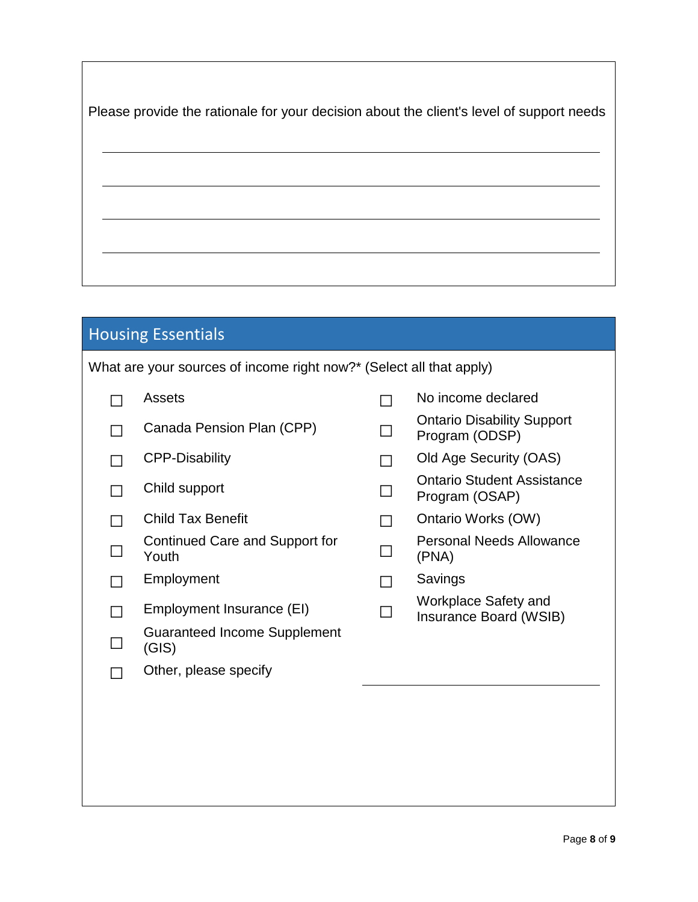Please provide the rationale for your decision about the client's level of support needs

_______________________________________________

_______________________________________________

_______________________________________________

_______________________________________________

## Housing Essentials

What are your sources of income right now?* (Select all that apply)

- ☐ Assets
- ☐ Canada Pension Plan (CPP)
- ☐ CPP-Disability
- ☐ Child support
- ☐ Child Tax Benefit
- ☐ Continued Care and Support for Youth
- ☐ Employment
- ☐ Employment Insurance (EI)
- ☐ Guaranteed Income Supplement (GIS)
- ☐ No income declared
- ☐ Ontario Disability Support Program (ODSP)
- ☐ Old Age Security (OAS)
- ☐ Ontario Student Assistance Program (OSAP)
- ☐ Ontario Works (OW)
- ☐ Personal Needs Allowance (PNA)
- ☐ Savings
- ☐ Workplace Safety and Insurance Board (WSIB)
- ☐ Other, please specify _______________________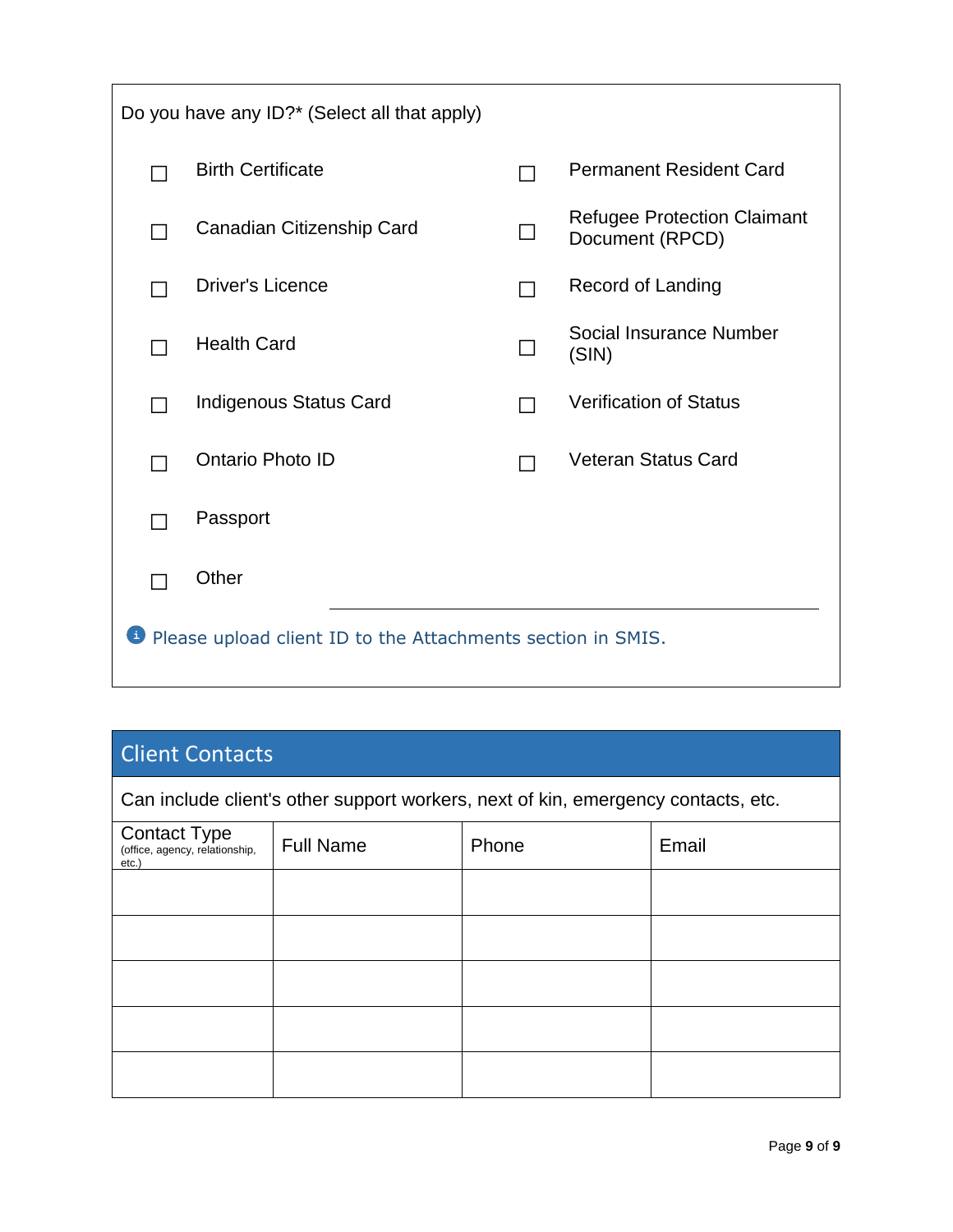Do you have any ID?* (Select all that apply)

- ☐ Birth Certificate
- ☐ Canadian Citizenship Card
- ☐ Driver's Licence
- ☐ Health Card
- ☐ Indigenous Status Card
- ☐ Ontario Photo ID
- ☐ Passport
- ☐ Other ______________________________
- ☐ Permanent Resident Card
- ☐ Refugee Protection Claimant Document (RPCD)
- ☐ Record of Landing
- ☐ Social Insurance Number (SIN)
- ☐ Verification of Status
- ☐ Veteran Status Card

ℹ Please upload client ID to the Attachments section in SMIS.

## Client Contacts

Can include client's other support workers, next of kin, emergency contacts, etc.

| Contact Type (office, agency, relationship, etc.) | Full Name | Phone | Email |
|---|---|---|---|
| | | | |
| | | | |
| | | | |
| | | | |
| | | | |